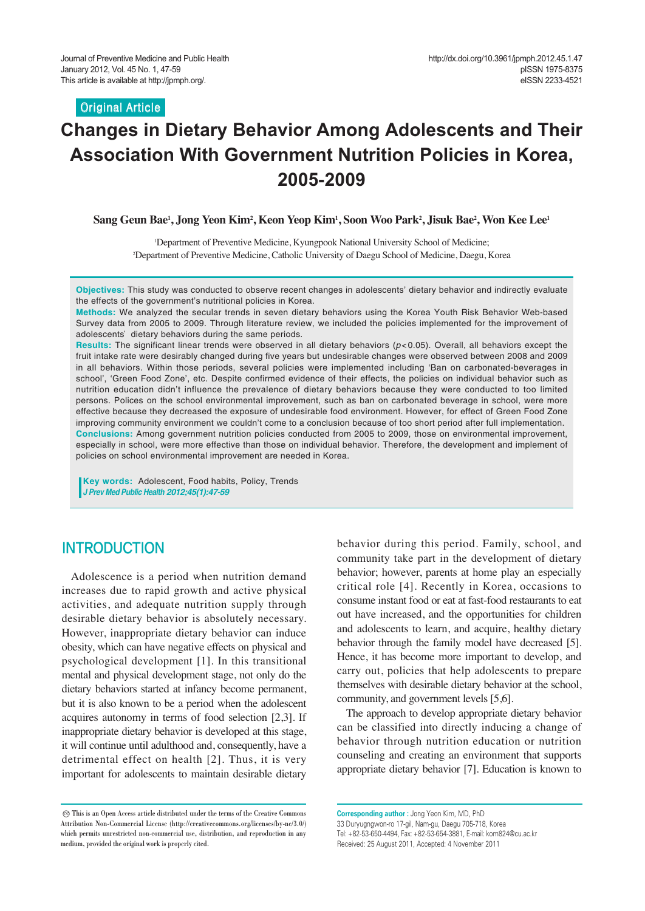Original Article

# Changes in Dietary Behavior Among Adolescents and Their Association With Government Nutrition Policies in Korea, 2005-2009

**Sang Geun Bae[1], Jong Yeon Kim[2], Keon Yeop Kim[1], Soon Woo Park[2], Jisuk Bae[2], Won Kee Lee[1]**

[1]Department of Preventive Medicine, Kyungpook National University School of Medicine;
[2]Department of Preventive Medicine, Catholic University of Daegu School of Medicine, Daegu, Korea

**Objectives:** This study was conducted to observe recent changes in adolescents' dietary behavior and indirectly evaluate the effects of the government's nutritional policies in Korea.
**Methods:** We analyzed the secular trends in seven dietary behaviors using the Korea Youth Risk Behavior Web-based Survey data from 2005 to 2009. Through literature review, we included the policies implemented for the improvement of adolescents' dietary behaviors during the same periods.
**Results:** The significant linear trends were observed in all dietary behaviors ($p<0.05$). Overall, all behaviors except the fruit intake rate were desirably changed during five years but undesirable changes were observed between 2008 and 2009 in all behaviors. Within those periods, several policies were implemented including 'Ban on carbonated-beverages in school', 'Green Food Zone', etc. Despite confirmed evidence of their effects, the policies on individual behavior such as nutrition education didn't influence the prevalence of dietary behaviors because they were conducted to too limited persons. Polices on the school environmental improvement, such as ban on carbonated beverage in school, were more effective because they decreased the exposure of undesirable food environment. However, for effect of Green Food Zone improving community environment we couldn't come to a conclusion because of too short period after full implementation.
**Conclusions:** Among government nutrition policies conducted from 2005 to 2009, those on environmental improvement, especially in school, were more effective than those on individual behavior. Therefore, the development and implement of policies on school environmental improvement are needed in Korea.

**Key words:** Adolescent, Food habits, Policy, Trends

## INTRODUCTION

Adolescence is a period when nutrition demand increases due to rapid growth and active physical activities, and adequate nutrition supply through desirable dietary behavior is absolutely necessary. However, inappropriate dietary behavior can induce obesity, which can have negative effects on physical and psychological development [1]. In this transitional mental and physical development stage, not only do the dietary behaviors started at infancy become permanent, but it is also known to be a period when the adolescent acquires autonomy in terms of food selection [2,3]. If inappropriate dietary behavior is developed at this stage, it will continue until adulthood and, consequently, have a detrimental effect on health [2]. Thus, it is very important for adolescents to maintain desirable dietary behavior during this period. Family, school, and community take part in the development of dietary behavior; however, parents at home play an especially critical role [4]. Recently in Korea, occasions to consume instant food or eat at fast-food restaurants to eat out have increased, and the opportunities for children and adolescents to learn, and acquire, healthy dietary behavior through the family model have decreased [5]. Hence, it has become more important to develop, and carry out, policies that help adolescents to prepare themselves with desirable dietary behavior at the school, community, and government levels [5,6].

The approach to develop appropriate dietary behavior can be classified into directly inducing a change of behavior through nutrition education or nutrition counseling and creating an environment that supports appropriate dietary behavior [7]. Education is known to

This is an Open Access article distributed under the terms of the Creative Commons Attribution Non-Commercial License (http://creativecommons.org/licenses/by-nc/3.0/) which permits unrestricted non-commercial use, distribution, and reproduction in any medium, provided the original work is properly cited.

**Corresponding author :** Jong Yeon Kim, MD, PhD
33 Duryugngwon-ro 17-gil, Nam-gu, Daegu 705-718, Korea
Tel: +82-53-650-4494, Fax: +82-53-654-3881, E-mail: kom824@cu.ac.kr
Received: 25 August 2011, Accepted: 4 November 2011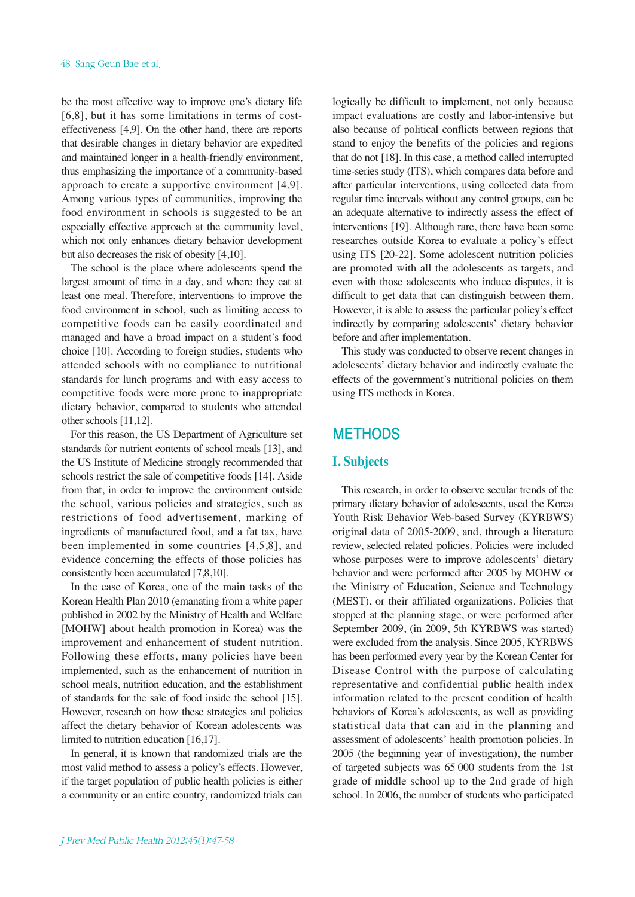be the most effective way to improve one's dietary life [6,8], but it has some limitations in terms of cost-effectiveness [4,9]. On the other hand, there are reports that desirable changes in dietary behavior are expedited and maintained longer in a health-friendly environment, thus emphasizing the importance of a community-based approach to create a supportive environment [4,9]. Among various types of communities, improving the food environment in schools is suggested to be an especially effective approach at the community level, which not only enhances dietary behavior development but also decreases the risk of obesity [4,10].

The school is the place where adolescents spend the largest amount of time in a day, and where they eat at least one meal. Therefore, interventions to improve the food environment in school, such as limiting access to competitive foods can be easily coordinated and managed and have a broad impact on a student's food choice [10]. According to foreign studies, students who attended schools with no compliance to nutritional standards for lunch programs and with easy access to competitive foods were more prone to inappropriate dietary behavior, compared to students who attended other schools [11,12].

For this reason, the US Department of Agriculture set standards for nutrient contents of school meals [13], and the US Institute of Medicine strongly recommended that schools restrict the sale of competitive foods [14]. Aside from that, in order to improve the environment outside the school, various policies and strategies, such as restrictions of food advertisement, marking of ingredients of manufactured food, and a fat tax, have been implemented in some countries [4,5,8], and evidence concerning the effects of those policies has consistently been accumulated [7,8,10].

In the case of Korea, one of the main tasks of the Korean Health Plan 2010 (emanating from a white paper published in 2002 by the Ministry of Health and Welfare [MOHW] about health promotion in Korea) was the improvement and enhancement of student nutrition. Following these efforts, many policies have been implemented, such as the enhancement of nutrition in school meals, nutrition education, and the establishment of standards for the sale of food inside the school [15]. However, research on how these strategies and policies affect the dietary behavior of Korean adolescents was limited to nutrition education [16,17].

In general, it is known that randomized trials are the most valid method to assess a policy's effects. However, if the target population of public health policies is either a community or an entire country, randomized trials can logically be difficult to implement, not only because impact evaluations are costly and labor-intensive but also because of political conflicts between regions that stand to enjoy the benefits of the policies and regions that do not [18]. In this case, a method called interrupted time-series study (ITS), which compares data before and after particular interventions, using collected data from regular time intervals without any control groups, can be an adequate alternative to indirectly assess the effect of interventions [19]. Although rare, there have been some researches outside Korea to evaluate a policy's effect using ITS [20-22]. Some adolescent nutrition policies are promoted with all the adolescents as targets, and even with those adolescents who induce disputes, it is difficult to get data that can distinguish between them. However, it is able to assess the particular policy's effect indirectly by comparing adolescents' dietary behavior before and after implementation.

This study was conducted to observe recent changes in adolescents' dietary behavior and indirectly evaluate the effects of the government's nutritional policies on them using ITS methods in Korea.

# METHODS

## I. Subjects

This research, in order to observe secular trends of the primary dietary behavior of adolescents, used the Korea Youth Risk Behavior Web-based Survey (KYRBWS) original data of 2005-2009, and, through a literature review, selected related policies. Policies were included whose purposes were to improve adolescents' dietary behavior and were performed after 2005 by MOHW or the Ministry of Education, Science and Technology (MEST), or their affiliated organizations. Policies that stopped at the planning stage, or were performed after September 2009, (in 2009, 5th KYRBWS was started) were excluded from the analysis. Since 2005, KYRBWS has been performed every year by the Korean Center for Disease Control with the purpose of calculating representative and confidential public health index information related to the present condition of health behaviors of Korea's adolescents, as well as providing statistical data that can aid in the planning and assessment of adolescents' health promotion policies. In 2005 (the beginning year of investigation), the number of targeted subjects was 65 000 students from the 1st grade of middle school up to the 2nd grade of high school. In 2006, the number of students who participated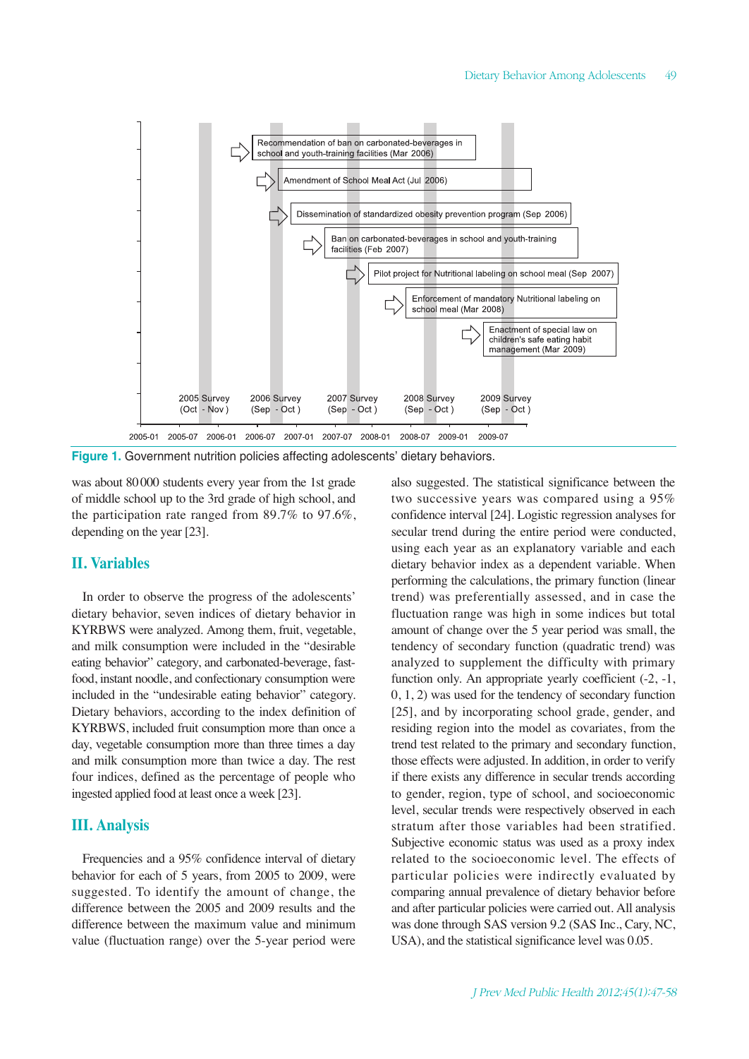Recommendation of ban on carbonated-beverages in school and youth-training facilities (Mar 2006)

Amendment of School Meal Act (Jul 2006)

Dissemination of standardized obesity prevention program (Sep 2006)

Ban on carbonated-beverages in school and youth-training facilities (Feb 2007)

Pilot project for Nutritional labeling on school meal (Sep 2007)

Enforcement of mandatory Nutritional labeling on school meal (Mar 2008)

Enactment of special law on children's safe eating habit management (Mar 2009)

2005 Survey (Oct - Nov) | 2006 Survey (Sep - Oct) | 2007 Survey (Sep - Oct) | 2008 Survey (Sep - Oct) | 2009 Survey (Sep - Oct)

2005-01 | 2005-07 | 2006-01 | 2006-07 | 2007-01 | 2007-07 | 2008-01 | 2008-07 | 2009-01 | 2009-07

**Figure 1.** Government nutrition policies affecting adolescents' dietary behaviors.

was about 80000 students every year from the 1st grade of middle school up to the 3rd grade of high school, and the participation rate ranged from 89.7% to 97.6%, depending on the year [23].

## II. Variables

In order to observe the progress of the adolescents' dietary behavior, seven indices of dietary behavior in KYRBWS were analyzed. Among them, fruit, vegetable, and milk consumption were included in the "desirable eating behavior" category, and carbonated-beverage, fast-food, instant noodle, and confectionary consumption were included in the "undesirable eating behavior" category. Dietary behaviors, according to the index definition of KYRBWS, included fruit consumption more than once a day, vegetable consumption more than three times a day and milk consumption more than twice a day. The rest four indices, defined as the percentage of people who ingested applied food at least once a week [23].

## III. Analysis

Frequencies and a 95% confidence interval of dietary behavior for each of 5 years, from 2005 to 2009, were suggested. To identify the amount of change, the difference between the 2005 and 2009 results and the difference between the maximum value and minimum value (fluctuation range) over the 5-year period were also suggested. The statistical significance between the two successive years was compared using a 95% confidence interval [24]. Logistic regression analyses for secular trend during the entire period were conducted, using each year as an explanatory variable and each dietary behavior index as a dependent variable. When performing the calculations, the primary function (linear trend) was preferentially assessed, and in case the fluctuation range was high in some indices but total amount of change over the 5 year period was small, the tendency of secondary function (quadratic trend) was analyzed to supplement the difficulty with primary function only. An appropriate yearly coefficient (-2, -1, 0, 1, 2) was used for the tendency of secondary function [25], and by incorporating school grade, gender, and residing region into the model as covariates, from the trend test related to the primary and secondary function, those effects were adjusted. In addition, in order to verify if there exists any difference in secular trends according to gender, region, type of school, and socioeconomic level, secular trends were respectively observed in each stratum after those variables had been stratified. Subjective economic status was used as a proxy index related to the socioeconomic level. The effects of particular policies were indirectly evaluated by comparing annual prevalence of dietary behavior before and after particular policies were carried out. All analysis was done through SAS version 9.2 (SAS Inc., Cary, NC, USA), and the statistical significance level was 0.05.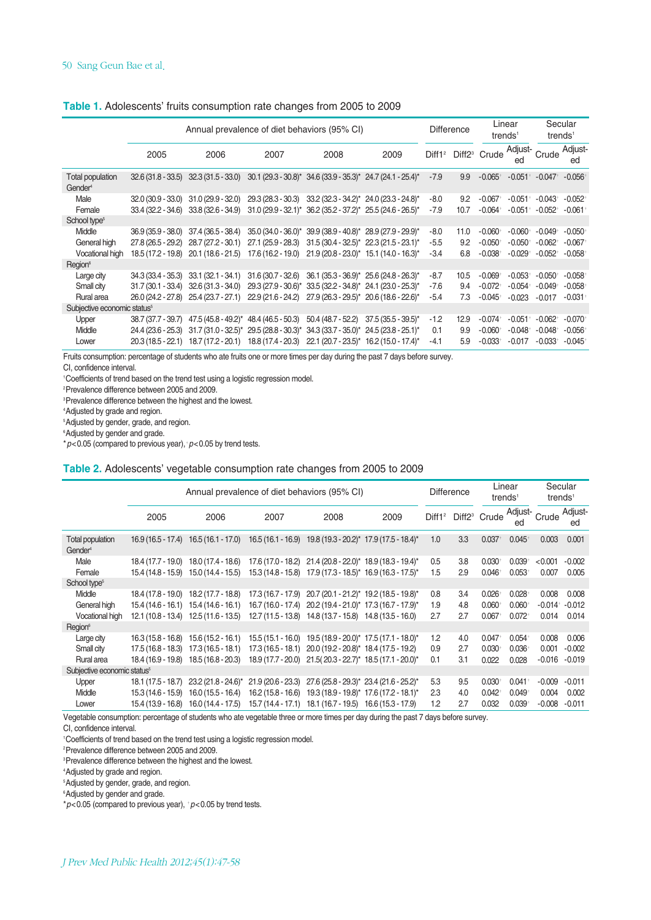**Table 1.** Adolescents' fruits consumption rate changes from 2005 to 2009

| | Annual prevalence of diet behaviors (95% CI) | | | | | Difference | | Linear trends[1] | | Secular trends[1] | |
|---|---|---|---|---|---|---|---|---|---|---|---|
| | 2005 | 2006 | 2007 | 2008 | 2009 | Diff1[2] | Diff2[3] | Crude | Adjusted | Crude | Adjusted |
| Total population | 32.6 (31.8 - 33.5) | 32.3 (31.5 - 33.0) | 30.1 (29.3 - 30.8)* | 34.6 (33.9 - 35.3)* | 24.7 (24.1 - 25.4)* | -7.9 | 9.9 | -0.065† | -0.051† | -0.047† | -0.056† |
| Gender[4] | | | | | | | | | | | |
| Male | 32.0 (30.9 - 33.0) | 31.0 (29.9 - 32.0) | 29.3 (28.3 - 30.3) | 33.2 (32.3 - 34.2)* | 24.0 (23.3 - 24.8)* | -8.0 | 9.2 | -0.067† | -0.051† | -0.043† | -0.052† |
| Female | 33.4 (32.2 - 34.6) | 33.8 (32.6 - 34.9) | 31.0 (29.9 - 32.1)* | 36.2 (35.2 - 37.2)* | 25.5 (24.6 - 26.5)* | -7.9 | 10.7 | -0.064† | -0.051† | -0.052† | -0.061† |
| School type[5] | | | | | | | | | | | |
| Middle | 36.9 (35.9 - 38.0) | 37.4 (36.5 - 38.4) | 35.0 (34.0 - 36.0)* | 39.9 (38.9 - 40.8)* | 28.9 (27.9 - 29.9)* | -8.0 | 11.0 | -0.060† | -0.060† | -0.049† | -0.050† |
| General high | 27.8 (26.5 - 29.2) | 28.7 (27.2 - 30.1) | 27.1 (25.9 - 28.3) | 31.5 (30.4 - 32.5)* | 22.3 (21.5 - 23.1)* | -5.5 | 9.2 | -0.050† | -0.050† | -0.062† | -0.067† |
| Vocational high | 18.5 (17.2 - 19.8) | 20.1 (18.6 - 21.5) | 17.6 (16.2 - 19.0) | 21.9 (20.8 - 23.0)* | 15.1 (14.0 - 16.3)* | -3.4 | 6.8 | -0.038† | -0.029† | -0.052† | -0.058† |
| Region[6] | | | | | | | | | | | |
| Large city | 34.3 (33.4 - 35.3) | 33.1 (32.1 - 34.1) | 31.6 (30.7 - 32.6) | 36.1 (35.3 - 36.9)* | 25.6 (24.8 - 26.3)* | -8.7 | 10.5 | -0.069† | -0.053† | -0.050† | -0.058† |
| Small city | 31.7 (30.1 - 33.4) | 32.6 (31.3 - 34.0) | 29.3 (27.9 - 30.6)* | 33.5 (32.2 - 34.8)* | 24.1 (23.0 - 25.3)* | -7.6 | 9.4 | -0.072† | -0.054† | -0.049† | -0.058† |
| Rural area | 26.0 (24.2 - 27.8) | 25.4 (23.7 - 27.1) | 22.9 (21.6 - 24.2) | 27.9 (26.3 - 29.5)* | 20.6 (18.6 - 22.6)* | -5.4 | 7.3 | -0.045† | -0.023 | -0.017 | -0.031† |
| Subjective economic status[5] | | | | | | | | | | | |
| Upper | 38.7 (37.7 - 39.7) | 47.5 (45.8 - 49.2)* | 48.4 (46.5 - 50.3) | 50.4 (48.7 - 52.2) | 37.5 (35.5 - 39.5)* | -1.2 | 12.9 | -0.074† | -0.051† | -0.062† | -0.070† |
| Middle | 24.4 (23.6 - 25.3) | 31.7 (31.0 - 32.5)* | 29.5 (28.8 - 30.3)* | 34.3 (33.7 - 35.0)* | 24.5 (23.8 - 25.1)* | 0.1 | 9.9 | -0.060† | -0.048† | -0.048† | -0.056† |
| Lower | 20.3 (18.5 - 22.1) | 18.7 (17.2 - 20.1) | 18.8 (17.4 - 20.3) | 22.1 (20.7 - 23.5)* | 16.2 (15.0 - 17.4)* | -4.1 | 5.9 | -0.033† | -0.017 | -0.033† | -0.045† |

Fruits consumption: percentage of students who ate fruits one or more times per day during the past 7 days before survey.
CI, confidence interval.
[1]Coefficients of trend based on the trend test using a logistic regression model.
[2]Prevalence difference between 2005 and 2009.
[3]Prevalence difference between the highest and the lowest.
[4]Adjusted by grade and region.
[5]Adjusted by gender, grade, and region.
[6]Adjusted by gender and grade.
*$p<0.05$ (compared to previous year), †$p<0.05$ by trend tests.

**Table 2.** Adolescents' vegetable consumption rate changes from 2005 to 2009

| | Annual prevalence of diet behaviors (95% CI) | | | | | Difference | | Linear trends[1] | | Secular trends[1] | |
|---|---|---|---|---|---|---|---|---|---|---|---|
| | 2005 | 2006 | 2007 | 2008 | 2009 | Diff1[2] | Diff2[3] | Crude | Adjusted | Crude | Adjusted |
| Total population | 16.9 (16.5 - 17.4) | 16.5 (16.1 - 17.0) | 16.5 (16.1 - 16.9) | 19.8 (19.3 - 20.2)* | 17.9 (17.5 - 18.4)* | 1.0 | 3.3 | 0.037† | 0.045† | 0.003 | 0.001 |
| Gender[4] | | | | | | | | | | | |
| Male | 18.4 (17.7 - 19.0) | 18.0 (17.4 - 18.6) | 17.6 (17.0 - 18.2) | 21.4 (20.8 - 22.0)* | 18.9 (18.3 - 19.4)* | 0.5 | 3.8 | 0.030† | 0.039† | <0.001 | -0.002 |
| Female | 15.4 (14.8 - 15.9) | 15.0 (14.4 - 15.5) | 15.3 (14.8 - 15.8) | 17.9 (17.3 - 18.5)* | 16.9 (16.3 - 17.5)* | 1.5 | 2.9 | 0.046† | 0.053† | 0.007 | 0.005 |
| School type[5] | | | | | | | | | | | |
| Middle | 18.4 (17.8 - 19.0) | 18.2 (17.7 - 18.8) | 17.3 (16.7 - 17.9) | 20.7 (20.1 - 21.2)* | 19.2 (18.5 - 19.8)* | 0.8 | 3.4 | 0.026† | 0.028† | 0.008 | 0.008 |
| General high | 15.4 (14.6 - 16.1) | 15.4 (14.6 - 16.1) | 16.7 (16.0 - 17.4) | 20.2 (19.4 - 21.0)* | 17.3 (16.7 - 17.9)* | 1.9 | 4.8 | 0.060† | 0.060† | -0.014† | -0.012 |
| Vocational high | 12.1 (10.8 - 13.4) | 12.5 (11.6 - 13.5) | 12.7 (11.5 - 13.8) | 14.8 (13.7 - 15.8) | 14.8 (13.5 - 16.0) | 2.7 | 2.7 | 0.067† | 0.072† | 0.014 | 0.014 |
| Region[6] | | | | | | | | | | | |
| Large city | 16.3 (15.8 - 16.8) | 15.6 (15.2 - 16.1) | 15.5 (15.1 - 16.0) | 19.5 (18.9 - 20.0)* | 17.5 (17.1 - 18.0)* | 1.2 | 4.0 | 0.047† | 0.054† | 0.008 | 0.006 |
| Small city | 17.5 (16.8 - 18.3) | 17.3 (16.5 - 18.1) | 17.3 (16.5 - 18.1) | 20.0 (19.2 - 20.8)* | 18.4 (17.5 - 19.2) | 0.9 | 2.7 | 0.030† | 0.036† | 0.001 | -0.002 |
| Rural area | 18.4 (16.9 - 19.8) | 18.5 (16.8 - 20.3) | 18.9 (17.7 - 20.0) | 21.5( 20.3 - 22.7)* | 18.5 (17.1 - 20.0)* | 0.1 | 3.1 | 0.022 | 0.028 | -0.016 | -0.019 |
| Subjective economic status[5] | | | | | | | | | | | |
| Upper | 18.1 (17.5 - 18.7) | 23.2 (21.8 - 24.6)* | 21.9 (20.6 - 23.3) | 27.6 (25.8 - 29.3)* | 23.4 (21.6 - 25.2)* | 5.3 | 9.5 | 0.030† | 0.041† | -0.009 | -0.011 |
| Middle | 15.3 (14.6 - 15.9) | 16.0 (15.5 - 16.4) | 16.2 (15.8 - 16.6) | 19.3 (18.9 - 19.8)* | 17.6 (17.2 - 18.1)* | 2.3 | 4.0 | 0.042† | 0.049† | 0.004 | 0.002 |
| Lower | 15.4 (13.9 - 16.8) | 16.0 (14.4 - 17.5) | 15.7 (14.4 - 17.1) | 18.1 (16.7 - 19.5) | 16.6 (15.3 - 17.9) | 1.2 | 2.7 | 0.032 | 0.039† | -0.008 | -0.011 |

Vegetable consumption: percentage of students who ate vegetable three or more times per day during the past 7 days before survey.
CI, confidence interval.
[1]Coefficients of trend based on the trend test using a logistic regression model.
[2]Prevalence difference between 2005 and 2009.
[3]Prevalence difference between the highest and the lowest.
[4]Adjusted by grade and region.
[5]Adjusted by gender, grade, and region.
[6]Adjusted by gender and grade.
*$p<0.05$ (compared to previous year), †$p<0.05$ by trend tests.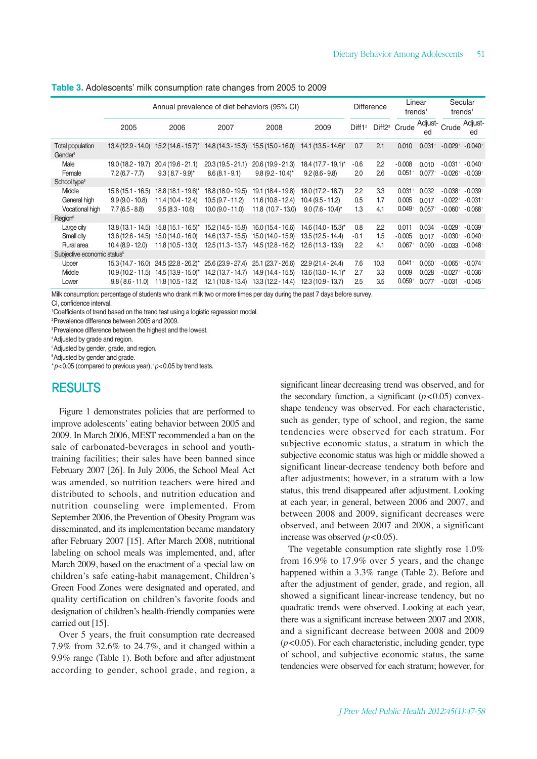**Table 3.** Adolescents' milk consumption rate changes from 2005 to 2009

| | Annual prevalence of diet behaviors (95% CI) | | | | | Difference | | Linear trends[1] | | Secular trends[1] | |
|---|---|---|---|---|---|---|---|---|---|---|---|
| | 2005 | 2006 | 2007 | 2008 | 2009 | Diff1[2] | Diff2[3] | Crude | Adjusted | Crude | Adjusted |
| Total population | 13.4 (12.9 - 14.0) | 15.2 (14.6 - 15.7)* | 14.8 (14.3 - 15.3) | 15.5 (15.0 - 16.0) | 14.1 (13.5 - 14.6)* | 0.7 | 2.1 | 0.010 | 0.031† | -0.029† | -0.040† |
| Gender[4] | | | | | | | | | | | |
| Male | 19.0 (18.2 - 19.7) | 20.4 (19.6 - 21.1) | 20.3 (19.5 - 21.1) | 20.6 (19.9 - 21.3) | 18.4 (17.7 - 19.1)* | -0.6 | 2.2 | -0.008 | 0.010 | -0.031† | -0.040† |
| Female | 7.2 (6.7 - 7.7) | 9.3 (8.7 - 9.9)* | 8.6 (8.1 - 9.1) | 9.8 (9.2 - 10.4)* | 9.2 (8.6 - 9.8) | 2.0 | 2.6 | 0.051† | 0.077† | -0.026† | -0.039† |
| School type[5] | | | | | | | | | | | |
| Middle | 15.8 (15.1 - 16.5) | 18.8 (18.1 - 19.6)* | 18.8 (18.0 - 19.5) | 19.1 (18.4 - 19.8) | 18.0 (17.2 - 18.7) | 2.2 | 3.3 | 0.031† | 0.032† | -0.038† | -0.039† |
| General high | 9.9 (9.0 - 10.8) | 11.4 (10.4 - 12.4) | 10.5 (9.7 - 11.2) | 11.6 (10.8 - 12.4) | 10.4 (9.5 - 11.2) | 0.5 | 1.7 | 0.005 | 0.017 | -0.022† | -0.031† |
| Vocational high | 7.7 (6.5 - 8.8) | 9.5 (8.3 - 10.6) | 10.0 (9.0 - 11.0) | 11.8 (10.7 - 13.0) | 9.0 (7.6 - 10.4)* | 1.3 | 4.1 | 0.049† | 0.057† | -0.060† | -0.068† |
| Region[6] | | | | | | | | | | | |
| Large city | 13.8 (13.1 - 14.5) | 15.8 (15.1 - 16.5)* | 15.2 (14.5 - 15.9) | 16.0 (15.4 - 16.6) | 14.6 (14.0 - 15.3)* | 0.8 | 2.2 | 0.011 | 0.034† | -0.029† | -0.039† |
| Small city | 13.6 (12.6 - 14.5) | 15.0 (14.0 - 16.0) | 14.6 (13.7 - 15.5) | 15.0 (14.0 - 15.9) | 13.5 (12.5 - 14.4) | -0.1 | 1.5 | -0.005 | 0.017 | -0.030† | -0.040† |
| Rural area | 10.4 (8.9 - 12.0) | 11.8 (10.5 - 13.0) | 12.5 (11.3 - 13.7) | 14.5 (12.8 - 16.2) | 12.6 (11.3 - 13.9) | 2.2 | 4.1 | 0.067† | 0.090† | -0.033 | -0.048† |
| Subjective economic status[5] | | | | | | | | | | | |
| Upper | 15.3 (14.7 - 16.0) | 24.5 (22.8 - 26.2)* | 25.6 (23.9 - 27.4) | 25.1 (23.7 - 26.6) | 22.9 (21.4 - 24.4) | 7.6 | 10.3 | 0.041† | 0.060† | -0.065† | -0.074† |
| Middle | 10.9 (10.2 - 11.5) | 14.5 (13.9 - 15.0)* | 14.2 (13.7 - 14.7) | 14.9 (14.4 - 15.5) | 13.6 (13.0 - 14.1)* | 2.7 | 3.3 | 0.009 | 0.028† | -0.027† | -0.036† |
| Lower | 9.8 (8.6 - 11.0) | 11.8 (10.5 - 13.2) | 12.1 (10.8 - 13.4) | 13.3 (12.2 - 14.4) | 12.3 (10.9 - 13.7) | 2.5 | 3.5 | 0.059† | 0.077† | -0.031 | -0.045† |

Milk consumption: percentage of students who drank milk two or more times per day during the past 7 days before survey.
CI, confidence interval.
[1]Coefficients of trend based on the trend test using a logistic regression model.
[2]Prevalence difference between 2005 and 2009.
[3]Prevalence difference between the highest and the lowest.
[4]Adjusted by grade and region.
[5]Adjusted by gender, grade, and region.
[6]Adjusted by gender and grade.
*$p<0.05$ (compared to previous year), †$p<0.05$ by trend tests.

## RESULTS

Figure 1 demonstrates policies that are performed to improve adolescents' eating behavior between 2005 and 2009. In March 2006, MEST recommended a ban on the sale of carbonated-beverages in school and youth-training facilities; their sales have been banned since February 2007 [26]. In July 2006, the School Meal Act was amended, so nutrition teachers were hired and distributed to schools, and nutrition education and nutrition counseling were implemented. From September 2006, the Prevention of Obesity Program was disseminated, and its implementation became mandatory after February 2007 [15]. After March 2008, nutritional labeling on school meals was implemented, and, after March 2009, based on the enactment of a special law on children's safe eating-habit management, Children's Green Food Zones were designated and operated, and quality certification on children's favorite foods and designation of children's health-friendly companies were carried out [15].

Over 5 years, the fruit consumption rate decreased 7.9% from 32.6% to 24.7%, and it changed within a 9.9% range (Table 1). Both before and after adjustment according to gender, school grade, and region, a significant linear decreasing trend was observed, and for the secondary function, a significant ($p<0.05$) convex-shape tendency was observed. For each characteristic, such as gender, type of school, and region, the same tendencies were observed for each stratum. For subjective economic status, a stratum in which the subjective economic status was high or middle showed a significant linear-decrease tendency both before and after adjustments; however, in a stratum with a low status, this trend disappeared after adjustment. Looking at each year, in general, between 2006 and 2007, and between 2008 and 2009, significant decreases were observed, and between 2007 and 2008, a significant increase was observed ($p<0.05$).

The vegetable consumption rate slightly rose 1.0% from 16.9% to 17.9% over 5 years, and the change happened within a 3.3% range (Table 2). Before and after the adjustment of gender, grade, and region, all showed a significant linear-increase tendency, but no quadratic trends were observed. Looking at each year, there was a significant increase between 2007 and 2008, and a significant decrease between 2008 and 2009 ($p<0.05$). For each characteristic, including gender, type of school, and subjective economic status, the same tendencies were observed for each stratum; however, for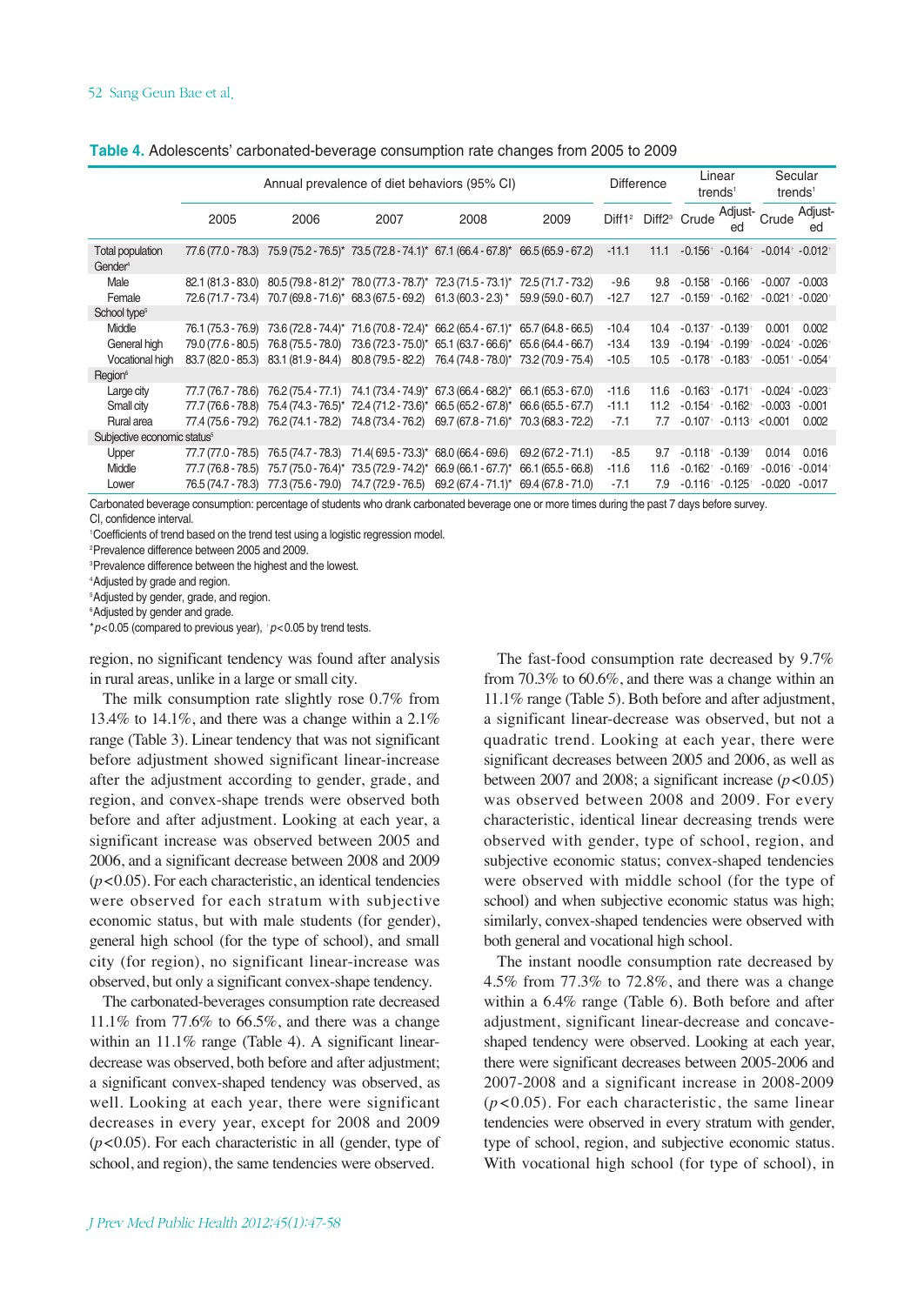**Table 4.** Adolescents' carbonated-beverage consumption rate changes from 2005 to 2009

| | Annual prevalence of diet behaviors (95% CI) | | | | | Difference | | Linear trends[1] | | Secular trends[1] | |
|---|---|---|---|---|---|---|---|---|---|---|---|
| | 2005 | 2006 | 2007 | 2008 | 2009 | Diff1[2] | Diff2[3] | Crude | Adjusted | Crude | Adjusted |
| Total population | 77.6 (77.0 - 78.3) | 75.9 (75.2 - 76.5)* | 73.5 (72.8 - 74.1)* | 67.1 (66.4 - 67.8)* | 66.5 (65.9 - 67.2) | -11.1 | 11.1 | -0.156† | -0.164† | -0.014† | -0.012† |
| Gender[4] | | | | | | | | | | | |
| Male | 82.1 (81.3 - 83.0) | 80.5 (79.8 - 81.2)* | 78.0 (77.3 - 78.7)* | 72.3 (71.5 - 73.1)* | 72.5 (71.7 - 73.2) | -9.6 | 9.8 | -0.158† | -0.166† | -0.007 | -0.003 |
| Female | 72.6 (71.7 - 73.4) | 70.7 (69.8 - 71.6)* | 68.3 (67.5 - 69.2) | 61.3 (60.3 - 2.3)* | 59.9 (59.0 - 60.7) | -12.7 | 12.7 | -0.159† | -0.162† | -0.021† | -0.020† |
| School type[5] | | | | | | | | | | | |
| Middle | 76.1 (75.3 - 76.9) | 73.6 (72.8 - 74.4)* | 71.6 (70.8 - 72.4)* | 66.2 (65.4 - 67.1)* | 65.7 (64.8 - 66.5) | -10.4 | 10.4 | -0.137† | -0.139† | 0.001 | 0.002 |
| General high | 79.0 (77.6 - 80.5) | 76.8 (75.5 - 78.0) | 73.6 (72.3 - 75.0)* | 65.1 (63.7 - 66.6)* | 65.6 (64.4 - 66.7) | -13.4 | 13.9 | -0.194† | -0.199† | -0.024† | -0.026† |
| Vocational high | 83.7 (82.0 - 85.3) | 83.1 (81.9 - 84.4) | 80.8 (79.5 - 82.2) | 76.4 (74.8 - 78.0)* | 73.2 (70.9 - 75.4) | -10.5 | 10.5 | -0.178† | -0.183† | -0.051† | -0.054† |
| Region[6] | | | | | | | | | | | |
| Large city | 77.7 (76.7 - 78.6) | 76.2 (75.4 - 77.1) | 74.1 (73.4 - 74.9)* | 67.3 (66.4 - 68.2)* | 66.1 (65.3 - 67.0) | -11.6 | 11.6 | -0.163† | -0.171† | -0.024† | -0.023† |
| Small city | 77.7 (76.6 - 78.8) | 75.4 (74.3 - 76.5)* | 72.4 (71.2 - 73.6)* | 66.5 (65.2 - 67.8)* | 66.6 (65.5 - 67.7) | -11.1 | 11.2 | -0.154† | -0.162† | -0.003 | -0.001 |
| Rural area | 77.4 (75.6 - 79.2) | 76.2 (74.1 - 78.2) | 74.8 (73.4 - 76.2) | 69.7 (67.8 - 71.6)* | 70.3 (68.3 - 72.2) | -7.1 | 7.7 | -0.107† | -0.113† | <0.001 | 0.002 |
| Subjective economic status[5] | | | | | | | | | | | |
| Upper | 77.7 (77.0 - 78.5) | 76.5 (74.7 - 78.3) | 71.4( 69.5 - 73.3)* | 68.0 (66.4 - 69.6) | 69.2 (67.2 - 71.1) | -8.5 | 9.7 | -0.118† | -0.139† | 0.014 | 0.016 |
| Middle | 77.7 (76.8 - 78.5) | 75.7 (75.0 - 76.4)* | 73.5 (72.9 - 74.2)* | 66.9 (66.1 - 67.7)* | 66.1 (65.5 - 66.8) | -11.6 | 11.6 | -0.162† | -0.169† | -0.016† | -0.014† |
| Lower | 76.5 (74.7 - 78.3) | 77.3 (75.6 - 79.0) | 74.7 (72.9 - 76.5) | 69.2 (67.4 - 71.1)* | 69.4 (67.8 - 71.0) | -7.1 | 7.9 | -0.116† | -0.125† | -0.020 | -0.017 |

Carbonated beverage consumption: percentage of students who drank carbonated beverage one or more times during the past 7 days before survey.
CI, confidence interval.
[1]Coefficients of trend based on the trend test using a logistic regression model.
[2]Prevalence difference between 2005 and 2009.
[3]Prevalence difference between the highest and the lowest.
[4]Adjusted by grade and region.
[5]Adjusted by gender, grade, and region.
[6]Adjusted by gender and grade.
*$p<0.05$ (compared to previous year), †$p<0.05$ by trend tests.

region, no significant tendency was found after analysis in rural areas, unlike in a large or small city.

The milk consumption rate slightly rose 0.7% from 13.4% to 14.1%, and there was a change within a 2.1% range (Table 3). Linear tendency that was not significant before adjustment showed significant linear-increase after the adjustment according to gender, grade, and region, and convex-shape trends were observed both before and after adjustment. Looking at each year, a significant increase was observed between 2005 and 2006, and a significant decrease between 2008 and 2009 ($p<0.05$). For each characteristic, an identical tendencies were observed for each stratum with subjective economic status, but with male students (for gender), general high school (for the type of school), and small city (for region), no significant linear-increase was observed, but only a significant convex-shape tendency.

The carbonated-beverages consumption rate decreased 11.1% from 77.6% to 66.5%, and there was a change within an 11.1% range (Table 4). A significant linear-decrease was observed, both before and after adjustment; a significant convex-shaped tendency was observed, as well. Looking at each year, there were significant decreases in every year, except for 2008 and 2009 ($p<0.05$). For each characteristic in all (gender, type of school, and region), the same tendencies were observed.

The fast-food consumption rate decreased by 9.7% from 70.3% to 60.6%, and there was a change within an 11.1% range (Table 5). Both before and after adjustment, a significant linear-decrease was observed, but not a quadratic trend. Looking at each year, there were significant decreases between 2005 and 2006, as well as between 2007 and 2008; a significant increase ($p<0.05$) was observed between 2008 and 2009. For every characteristic, identical linear decreasing trends were observed with gender, type of school, region, and subjective economic status; convex-shaped tendencies were observed with middle school (for the type of school) and when subjective economic status was high; similarly, convex-shaped tendencies were observed with both general and vocational high school.

The instant noodle consumption rate decreased by 4.5% from 77.3% to 72.8%, and there was a change within a 6.4% range (Table 6). Both before and after adjustment, significant linear-decrease and concave-shaped tendency were observed. Looking at each year, there were significant decreases between 2005-2006 and 2007-2008 and a significant increase in 2008-2009 ($p<0.05$). For each characteristic, the same linear tendencies were observed in every stratum with gender, type of school, region, and subjective economic status. With vocational high school (for type of school), in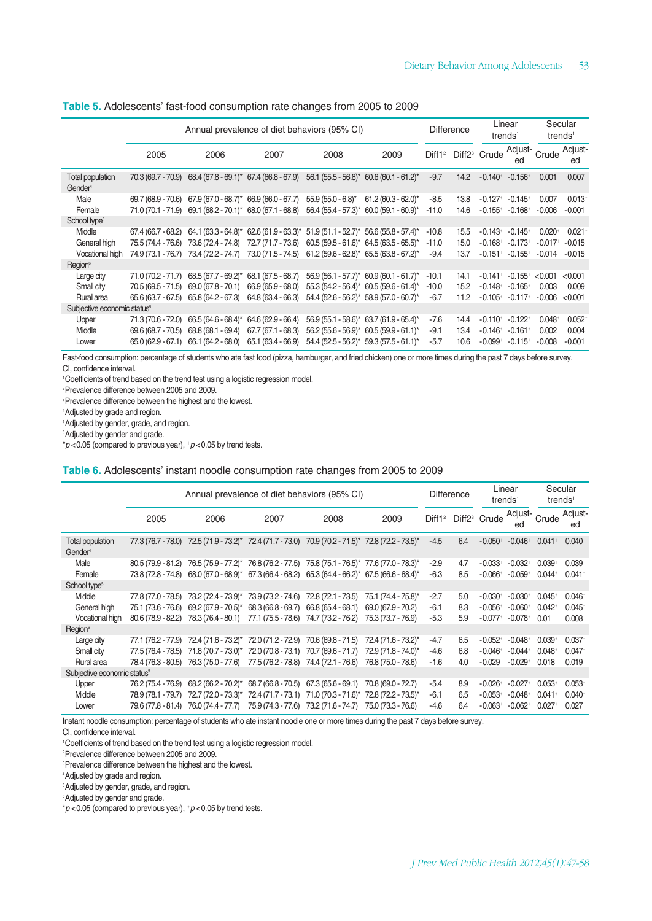**Table 5.** Adolescents' fast-food consumption rate changes from 2005 to 2009

| | Annual prevalence of diet behaviors (95% CI) | | | | | Difference | | Linear trends[1] | | Secular trends[1] | |
|---|---|---|---|---|---|---|---|---|---|---|---|
| | 2005 | 2006 | 2007 | 2008 | 2009 | Diff1[2] | Diff2[3] | Crude | Adjusted | Crude | Adjusted |
| Total population | 70.3 (69.7 - 70.9) | 68.4 (67.8 - 69.1)* | 67.4 (66.8 - 67.9) | 56.1 (55.5 - 56.8)* | 60.6 (60.1 - 61.2)* | -9.7 | 14.2 | -0.140† | -0.156† | 0.001 | 0.007 |
| Gender[4] | | | | | | | | | | | |
| Male | 69.7 (68.9 - 70.6) | 67.9 (67.0 - 68.7)* | 66.9 (66.0 - 67.7) | 55.9 (55.0 - 6.8)* | 61.2 (60.3 - 62.0)* | -8.5 | 13.8 | -0.127† | -0.145† | 0.007 | 0.013† |
| Female | 71.0 (70.1 - 71.9) | 69.1 (68.2 - 70.1)* | 68.0 (67.1 - 68.8) | 56.4 (55.4 - 57.3)* | 60.0 (59.1 - 60.9)* | -11.0 | 14.6 | -0.155† | -0.168† | -0.006 | -0.001 |
| School type[5] | | | | | | | | | | | |
| Middle | 67.4 (66.7 - 68.2) | 64.1 (63.3 - 64.8)* | 62.6 (61.9 - 63.3)* | 51.9 (51.1 - 52.7)* | 56.6 (55.8 - 57.4)* | -10.8 | 15.5 | -0.143† | -0.145† | 0.020† | 0.021† |
| General high | 75.5 (74.4 - 76.6) | 73.6 (72.4 - 74.8) | 72.7 (71.7 - 73.6) | 60.5 (59.5 - 61.6)* | 64.5 (63.5 - 65.5)* | -11.0 | 15.0 | -0.168† | -0.173† | -0.017† | -0.015† |
| Vocational high | 74.9 (73.1 - 76.7) | 73.4 (72.2 - 74.7) | 73.0 (71.5 - 74.5) | 61.2 (59.6 - 62.8)* | 65.5 (63.8 - 67.2)* | -9.4 | 13.7 | -0.151† | -0.155† | -0.014 | -0.015 |
| Region[6] | | | | | | | | | | | |
| Large city | 71.0 (70.2 - 71.7) | 68.5 (67.7 - 69.2)* | 68.1 (67.5 - 68.7) | 56.9 (56.1 - 57.7)* | 60.9 (60.1 - 61.7)* | -10.1 | 14.1 | -0.141† | -0.155† | <0.001 | <0.001 |
| Small city | 70.5 (69.5 - 71.5) | 69.0 (67.8 - 70.1) | 66.9 (65.9 - 68.0) | 55.3 (54.2 - 56.4)* | 60.5 (59.6 - 61.4)* | -10.0 | 15.2 | -0.148† | -0.165† | 0.003 | 0.009 |
| Rural area | 65.6 (63.7 - 67.5) | 65.8 (64.2 - 67.3) | 64.8 (63.4 - 66.3) | 54.4 (52.6 - 56.2)* | 58.9 (57.0 - 60.7)* | -6.7 | 11.2 | -0.105† | -0.117† | -0.006 | <0.001 |
| Subjective economic status[5] | | | | | | | | | | | |
| Upper | 71.3 (70.6 - 72.0) | 66.5 (64.6 - 68.4)* | 64.6 (62.9 - 66.4) | 56.9 (55.1 - 58.6)* | 63.7 (61.9 - 65.4)* | -7.6 | 14.4 | -0.110† | -0.122† | 0.048† | 0.052† |
| Middle | 69.6 (68.7 - 70.5) | 68.8 (68.1 - 69.4) | 67.7 (67.1 - 68.3) | 56.2 (55.6 - 56.9)* | 60.5 (59.9 - 61.1)* | -9.1 | 13.4 | -0.146† | -0.161† | 0.002 | 0.004 |
| Lower | 65.0 (62.9 - 67.1) | 66.1 (64.2 - 68.0) | 65.1 (63.4 - 66.9) | 54.4 (52.5 - 56.2)* | 59.3 (57.5 - 61.1)* | -5.7 | 10.6 | -0.099† | -0.115† | -0.008 | -0.001 |

Fast-food consumption: percentage of students who ate fast food (pizza, hamburger, and fried chicken) one or more times during the past 7 days before survey.
CI, confidence interval.
[1]Coefficients of trend based on the trend test using a logistic regression model.
[2]Prevalence difference between 2005 and 2009.
[3]Prevalence difference between the highest and the lowest.
[4]Adjusted by grade and region.
[5]Adjusted by gender, grade, and region.
[6]Adjusted by gender and grade.
*$p < 0.05$ (compared to previous year), †$p < 0.05$ by trend tests.

**Table 6.** Adolescents' instant noodle consumption rate changes from 2005 to 2009

| | Annual prevalence of diet behaviors (95% CI) | | | | | Difference | | Linear trends[1] | | Secular trends[1] | |
|---|---|---|---|---|---|---|---|---|---|---|---|
| | 2005 | 2006 | 2007 | 2008 | 2009 | Diff1[2] | Diff2[3] | Crude | Adjusted | Crude | Adjusted |
| Total population | 77.3 (76.7 - 78.0) | 72.5 (71.9 - 73.2)* | 72.4 (71.7 - 73.0) | 70.9 (70.2 - 71.5)* | 72.8 (72.2 - 73.5)* | -4.5 | 6.4 | -0.050† | -0.046† | 0.041† | 0.040† |
| Gender[4] | | | | | | | | | | | |
| Male | 80.5 (79.9 - 81.2) | 76.5 (75.9 - 77.2)* | 76.8 (76.2 - 77.5) | 75.8 (75.1 - 76.5)* | 77.6 (77.0 - 78.3)* | -2.9 | 4.7 | -0.033† | -0.032† | 0.039† | 0.039† |
| Female | 73.8 (72.8 - 74.8) | 68.0 (67.0 - 68.9)* | 67.3 (66.4 - 68.2) | 65.3 (64.4 - 66.2)* | 67.5 (66.6 - 68.4)* | -6.3 | 8.5 | -0.066† | -0.059† | 0.044† | 0.041† |
| School type[5] | | | | | | | | | | | |
| Middle | 77.8 (77.0 - 78.5) | 73.2 (72.4 - 73.9)* | 73.9 (73.2 - 74.6) | 72.8 (72.1 - 73.5) | 75.1 (74.4 - 75.8)* | -2.7 | 5.0 | -0.030† | -0.030† | 0.045† | 0.046† |
| General high | 75.1 (73.6 - 76.6) | 69.2 (67.9 - 70.5)* | 68.3 (66.8 - 69.7) | 66.8 (65.4 - 68.1) | 69.0 (67.9 - 70.2) | -6.1 | 8.3 | -0.056† | -0.060† | 0.042† | 0.045† |
| Vocational high | 80.6 (78.9 - 82.2) | 78.3 (76.4 - 80.1) | 77.1 (75.5 - 78.6) | 74.7 (73.2 - 76.2) | 75.3 (73.7 - 76.9) | -5.3 | 5.9 | -0.077† | -0.078† | 0.01 | 0.008 |
| Region[6] | | | | | | | | | | | |
| Large city | 77.1 (76.2 - 77.9) | 72.4 (71.6 - 73.2)* | 72.0 (71.2 - 72.9) | 70.6 (69.8 - 71.5) | 72.4 (71.6 - 73.2)* | -4.7 | 6.5 | -0.052† | -0.048† | 0.039† | 0.037† |
| Small city | 77.5 (76.4 - 78.5) | 71.8 (70.7 - 73.0)* | 72.0 (70.8 - 73.1) | 70.7 (69.6 - 71.7) | 72.9 (71.8 - 74.0)* | -4.6 | 6.8 | -0.046† | -0.044† | 0.048† | 0.047† |
| Rural area | 78.4 (76.3 - 80.5) | 76.3 (75.0 - 77.6) | 77.5 (76.2 - 78.8) | 74.4 (72.1 - 76.6) | 76.8 (75.0 - 78.6) | -1.6 | 4.0 | -0.029 | -0.029† | 0.018 | 0.019 |
| Subjective economic status[5] | | | | | | | | | | | |
| Upper | 76.2 (75.4 - 76.9) | 68.2 (66.2 - 70.2)* | 68.7 (66.8 - 70.5) | 67.3 (65.6 - 69.1) | 70.8 (69.0 - 72.7) | -5.4 | 8.9 | -0.026† | -0.027† | 0.053† | 0.053† |
| Middle | 78.9 (78.1 - 79.7) | 72.7 (72.0 - 73.3)* | 72.4 (71.7 - 73.1) | 71.0 (70.3 - 71.6)* | 72.8 (72.2 - 73.5)* | -6.1 | 6.5 | -0.053† | -0.048† | 0.041† | 0.040† |
| Lower | 79.6 (77.8 - 81.4) | 76.0 (74.4 - 77.7) | 75.9 (74.3 - 77.6) | 73.2 (71.6 - 74.7) | 75.0 (73.3 - 76.6) | -4.6 | 6.4 | -0.063† | -0.062† | 0.027† | 0.027† |

Instant noodle consumption: percentage of students who ate instant noodle one or more times during the past 7 days before survey.
CI, confidence interval.
[1]Coefficients of trend based on the trend test using a logistic regression model.
[2]Prevalence difference between 2005 and 2009.
[3]Prevalence difference between the highest and the lowest.
[4]Adjusted by grade and region.
[5]Adjusted by gender, grade, and region.
[6]Adjusted by gender and grade.
*$p < 0.05$ (compared to previous year), †$p < 0.05$ by trend tests.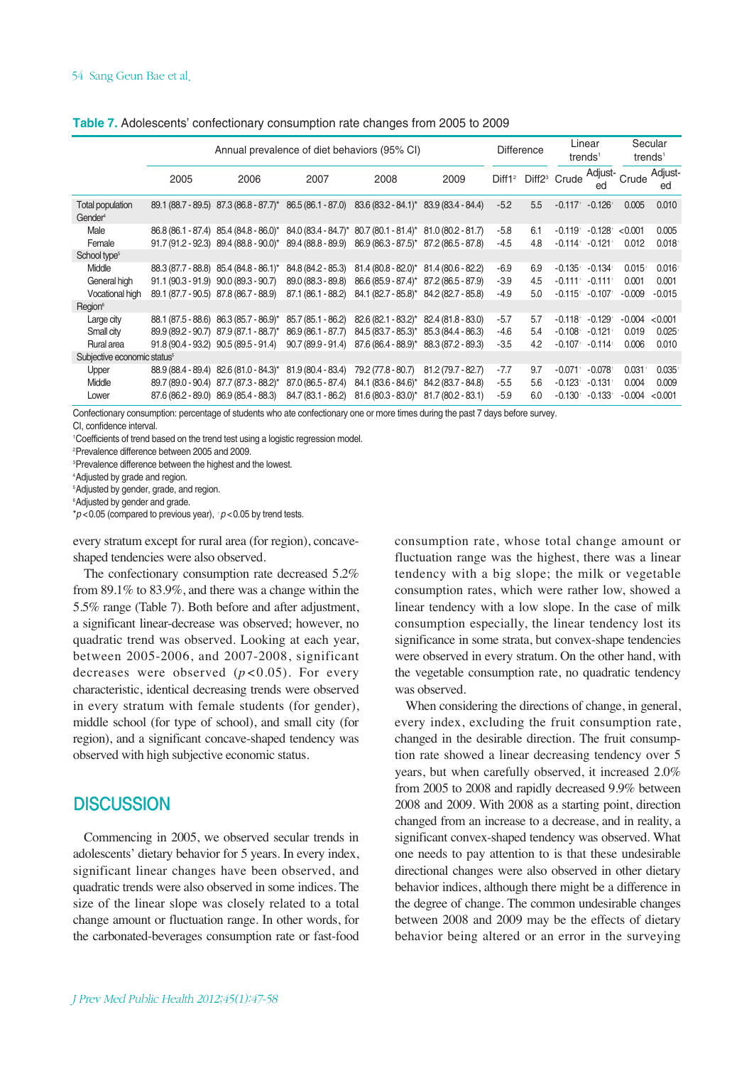**Table 7.** Adolescents' confectionary consumption rate changes from 2005 to 2009

| | Annual prevalence of diet behaviors (95% CI) | | | | | Difference | | Linear trends[1] | | Secular trends[1] | |
|---|---|---|---|---|---|---|---|---|---|---|---|
| | 2005 | 2006 | 2007 | 2008 | 2009 | Diff1[2] | Diff2[3] | Crude | Adjusted | Crude | Adjusted |
| Total population | 89.1 (88.7 - 89.5) | 87.3 (86.8 - 87.7)* | 86.5 (86.1 - 87.0) | 83.6 (83.2 - 84.1)* | 83.9 (83.4 - 84.4) | -5.2 | 5.5 | -0.117† | -0.126† | 0.005 | 0.010 |
| Gender[4] | | | | | | | | | | | |
| Male | 86.8 (86.1 - 87.4) | 85.4 (84.8 - 86.0)* | 84.0 (83.4 - 84.7)* | 80.7 (80.1 - 81.4)* | 81.0 (80.2 - 81.7) | -5.8 | 6.1 | -0.119† | -0.128† | <0.001 | 0.005 |
| Female | 91.7 (91.2 - 92.3) | 89.4 (88.8 - 90.0)* | 89.4 (88.8 - 89.9) | 86.9 (86.3 - 87.5)* | 87.2 (86.5 - 87.8) | -4.5 | 4.8 | -0.114† | -0.121† | 0.012 | 0.018† |
| School type[5] | | | | | | | | | | | |
| Middle | 88.3 (87.7 - 88.8) | 85.4 (84.8 - 86.1)* | 84.8 (84.2 - 85.3) | 81.4 (80.8 - 82.0)* | 81.4 (80.6 - 82.2) | -6.9 | 6.9 | -0.135† | -0.134† | 0.015† | 0.016† |
| General high | 91.1 (90.3 - 91.9) | 90.0 (89.3 - 90.7) | 89.0 (88.3 - 89.8) | 86.6 (85.9 - 87.4)* | 87.2 (86.5 - 87.9) | -3.9 | 4.5 | -0.111† | -0.111† | 0.001 | 0.001 |
| Vocational high | 89.1 (87.7 - 90.5) | 87.8 (86.7 - 88.9) | 87.1 (86.1 - 88.2) | 84.1 (82.7 - 85.8)* | 84.2 (82.7 - 85.8) | -4.9 | 5.0 | -0.115† | -0.107† | -0.009 | -0.015 |
| Region[6] | | | | | | | | | | | |
| Large city | 88.1 (87.5 - 88.6) | 86.3 (85.7 - 86.9)* | 85.7 (85.1 - 86.2) | 82.6 (82.1 - 83.2)* | 82.4 (81.8 - 83.0) | -5.7 | 5.7 | -0.118† | -0.129† | -0.004 | <0.001 |
| Small city | 89.9 (89.2 - 90.7) | 87.9 (87.1 - 88.7)* | 86.9 (86.1 - 87.7) | 84.5 (83.7 - 85.3)* | 85.3 (84.4 - 86.3) | -4.6 | 5.4 | -0.108† | -0.121† | 0.019 | 0.025† |
| Rural area | 91.8 (90.4 - 93.2) | 90.5 (89.5 - 91.4) | 90.7 (89.9 - 91.4) | 87.6 (86.4 - 88.9)* | 88.3 (87.2 - 89.3) | -3.5 | 4.2 | -0.107† | -0.114† | 0.006 | 0.010 |
| Subjective economic status[5] | | | | | | | | | | | |
| Upper | 88.9 (88.4 - 89.4) | 82.6 (81.0 - 84.3)* | 81.9 (80.4 - 83.4) | 79.2 (77.8 - 80.7) | 81.2 (79.7 - 82.7) | -7.7 | 9.7 | -0.071† | -0.078† | 0.031† | 0.035† |
| Middle | 89.7 (89.0 - 90.4) | 87.7 (87.3 - 88.2)* | 87.0 (86.5 - 87.4) | 84.1 (83.6 - 84.6)* | 84.2 (83.7 - 84.8) | -5.5 | 5.6 | -0.123† | -0.131† | 0.004 | 0.009 |
| Lower | 87.6 (86.2 - 89.0) | 86.9 (85.4 - 88.3) | 84.7 (83.1 - 86.2) | 81.6 (80.3 - 83.0)* | 81.7 (80.2 - 83.1) | -5.9 | 6.0 | -0.130† | -0.133† | -0.004 | <0.001 |

Confectionary consumption: percentage of students who ate confectionary one or more times during the past 7 days before survey.
CI, confidence interval.
[1]Coefficients of trend based on the trend test using a logistic regression model.
[2]Prevalence difference between 2005 and 2009.
[3]Prevalence difference between the highest and the lowest.
[4]Adjusted by grade and region.
[5]Adjusted by gender, grade, and region.
[6]Adjusted by gender and grade.
*$p<0.05$ (compared to previous year), †$p<0.05$ by trend tests.

every stratum except for rural area (for region), concave-shaped tendencies were also observed.

The confectionary consumption rate decreased 5.2% from 89.1% to 83.9%, and there was a change within the 5.5% range (Table 7). Both before and after adjustment, a significant linear-decrease was observed; however, no quadratic trend was observed. Looking at each year, between 2005-2006, and 2007-2008, significant decreases were observed ($p<0.05$). For every characteristic, identical decreasing trends were observed in every stratum with female students (for gender), middle school (for type of school), and small city (for region), and a significant concave-shaped tendency was observed with high subjective economic status.

## DISCUSSION

Commencing in 2005, we observed secular trends in adolescents' dietary behavior for 5 years. In every index, significant linear changes have been observed, and quadratic trends were also observed in some indices. The size of the linear slope was closely related to a total change amount or fluctuation range. In other words, for the carbonated-beverages consumption rate or fast-food consumption rate, whose total change amount or fluctuation range was the highest, there was a linear tendency with a big slope; the milk or vegetable consumption rates, which were rather low, showed a linear tendency with a low slope. In the case of milk consumption especially, the linear tendency lost its significance in some strata, but convex-shape tendencies were observed in every stratum. On the other hand, with the vegetable consumption rate, no quadratic tendency was observed.

When considering the directions of change, in general, every index, excluding the fruit consumption rate, changed in the desirable direction. The fruit consumption rate showed a linear decreasing tendency over 5 years, but when carefully observed, it increased 2.0% from 2005 to 2008 and rapidly decreased 9.9% between 2008 and 2009. With 2008 as a starting point, direction changed from an increase to a decrease, and in reality, a significant convex-shaped tendency was observed. What one needs to pay attention to is that these undesirable directional changes were also observed in other dietary behavior indices, although there might be a difference in the degree of change. The common undesirable changes between 2008 and 2009 may be the effects of dietary behavior being altered or an error in the surveying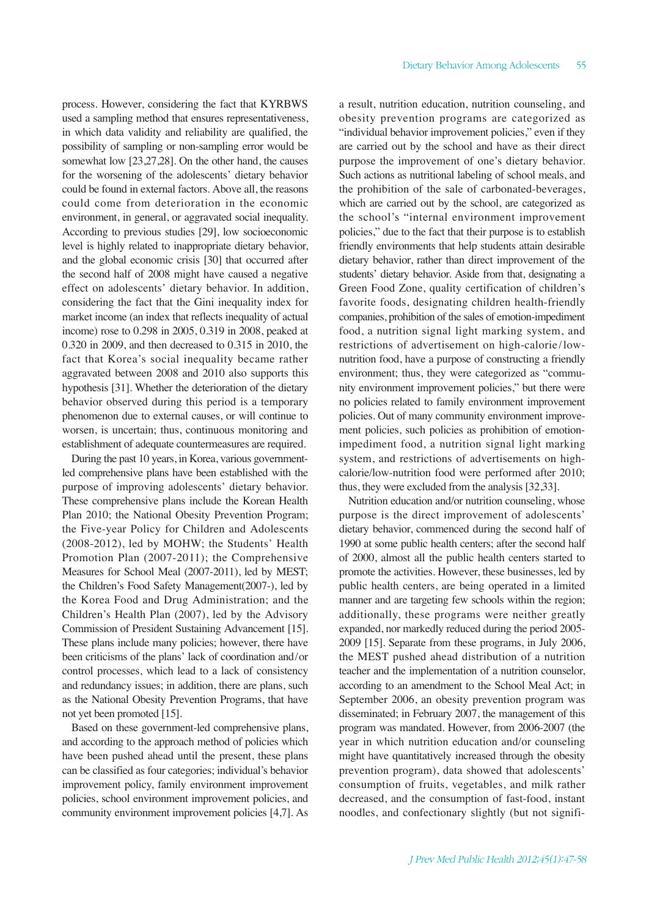process. However, considering the fact that KYRBWS used a sampling method that ensures representativeness, in which data validity and reliability are qualified, the possibility of sampling or non-sampling error would be somewhat low [23,27,28]. On the other hand, the causes for the worsening of the adolescents' dietary behavior could be found in external factors. Above all, the reasons could come from deterioration in the economic environment, in general, or aggravated social inequality. According to previous studies [29], low socioeconomic level is highly related to inappropriate dietary behavior, and the global economic crisis [30] that occurred after the second half of 2008 might have caused a negative effect on adolescents' dietary behavior. In addition, considering the fact that the Gini inequality index for market income (an index that reflects inequality of actual income) rose to 0.298 in 2005, 0.319 in 2008, peaked at 0.320 in 2009, and then decreased to 0.315 in 2010, the fact that Korea's social inequality became rather aggravated between 2008 and 2010 also supports this hypothesis [31]. Whether the deterioration of the dietary behavior observed during this period is a temporary phenomenon due to external causes, or will continue to worsen, is uncertain; thus, continuous monitoring and establishment of adequate countermeasures are required.

During the past 10 years, in Korea, various government-led comprehensive plans have been established with the purpose of improving adolescents' dietary behavior. These comprehensive plans include the Korean Health Plan 2010; the National Obesity Prevention Program; the Five-year Policy for Children and Adolescents (2008-2012), led by MOHW; the Students' Health Promotion Plan (2007-2011); the Comprehensive Measures for School Meal (2007-2011), led by MEST; the Children's Food Safety Management(2007-), led by the Korea Food and Drug Administration; and the Children's Health Plan (2007), led by the Advisory Commission of President Sustaining Advancement [15]. These plans include many policies; however, there have been criticisms of the plans' lack of coordination and/or control processes, which lead to a lack of consistency and redundancy issues; in addition, there are plans, such as the National Obesity Prevention Programs, that have not yet been promoted [15].

Based on these government-led comprehensive plans, and according to the approach method of policies which have been pushed ahead until the present, these plans can be classified as four categories; individual's behavior improvement policy, family environment improvement policies, school environment improvement policies, and community environment improvement policies [4,7]. As a result, nutrition education, nutrition counseling, and obesity prevention programs are categorized as "individual behavior improvement policies," even if they are carried out by the school and have as their direct purpose the improvement of one's dietary behavior. Such actions as nutritional labeling of school meals, and the prohibition of the sale of carbonated-beverages, which are carried out by the school, are categorized as the school's "internal environment improvement policies," due to the fact that their purpose is to establish friendly environments that help students attain desirable dietary behavior, rather than direct improvement of the students' dietary behavior. Aside from that, designating a Green Food Zone, quality certification of children's favorite foods, designating children health-friendly companies, prohibition of the sales of emotion-impediment food, a nutrition signal light marking system, and restrictions of advertisement on high-calorie/low-nutrition food, have a purpose of constructing a friendly environment; thus, they were categorized as "community environment improvement policies," but there were no policies related to family environment improvement policies. Out of many community environment improvement policies, such policies as prohibition of emotion-impediment food, a nutrition signal light marking system, and restrictions of advertisements on high-calorie/low-nutrition food were performed after 2010; thus, they were excluded from the analysis [32,33].

Nutrition education and/or nutrition counseling, whose purpose is the direct improvement of adolescents' dietary behavior, commenced during the second half of 1990 at some public health centers; after the second half of 2000, almost all the public health centers started to promote the activities. However, these businesses, led by public health centers, are being operated in a limited manner and are targeting few schools within the region; additionally, these programs were neither greatly expanded, nor markedly reduced during the period 2005-2009 [15]. Separate from these programs, in July 2006, the MEST pushed ahead distribution of a nutrition teacher and the implementation of a nutrition counselor, according to an amendment to the School Meal Act; in September 2006, an obesity prevention program was disseminated; in February 2007, the management of this program was mandated. However, from 2006-2007 (the year in which nutrition education and/or counseling might have quantitatively increased through the obesity prevention program), data showed that adolescents' consumption of fruits, vegetables, and milk rather decreased, and the consumption of fast-food, instant noodles, and confectionary slightly (but not signifi-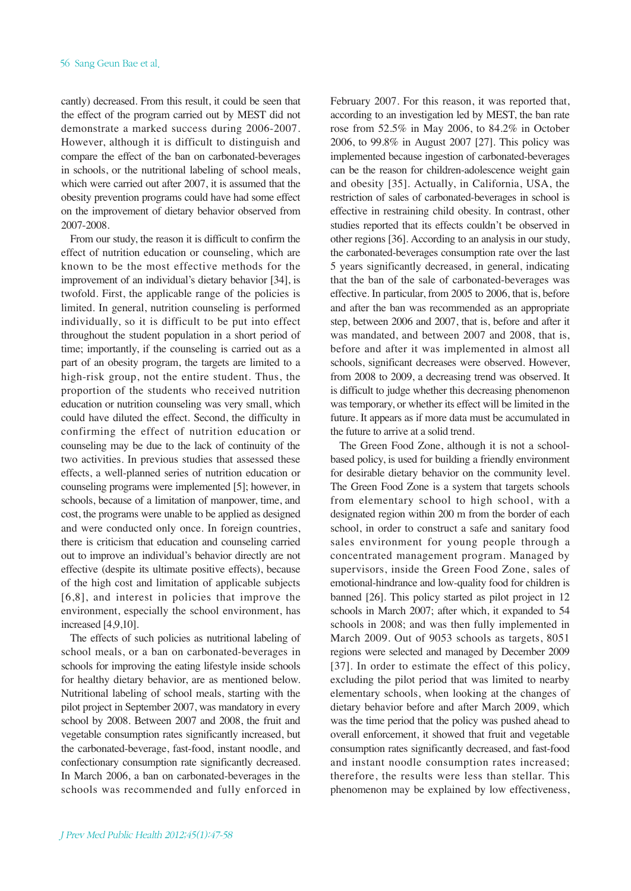cantly) decreased. From this result, it could be seen that the effect of the program carried out by MEST did not demonstrate a marked success during 2006-2007. However, although it is difficult to distinguish and compare the effect of the ban on carbonated-beverages in schools, or the nutritional labeling of school meals, which were carried out after 2007, it is assumed that the obesity prevention programs could have had some effect on the improvement of dietary behavior observed from 2007-2008.

From our study, the reason it is difficult to confirm the effect of nutrition education or counseling, which are known to be the most effective methods for the improvement of an individual's dietary behavior [34], is twofold. First, the applicable range of the policies is limited. In general, nutrition counseling is performed individually, so it is difficult to be put into effect throughout the student population in a short period of time; importantly, if the counseling is carried out as a part of an obesity program, the targets are limited to a high-risk group, not the entire student. Thus, the proportion of the students who received nutrition education or nutrition counseling was very small, which could have diluted the effect. Second, the difficulty in confirming the effect of nutrition education or counseling may be due to the lack of continuity of the two activities. In previous studies that assessed these effects, a well-planned series of nutrition education or counseling programs were implemented [5]; however, in schools, because of a limitation of manpower, time, and cost, the programs were unable to be applied as designed and were conducted only once. In foreign countries, there is criticism that education and counseling carried out to improve an individual's behavior directly are not effective (despite its ultimate positive effects), because of the high cost and limitation of applicable subjects [6,8], and interest in policies that improve the environment, especially the school environment, has increased [4,9,10].

The effects of such policies as nutritional labeling of school meals, or a ban on carbonated-beverages in schools for improving the eating lifestyle inside schools for healthy dietary behavior, are as mentioned below. Nutritional labeling of school meals, starting with the pilot project in September 2007, was mandatory in every school by 2008. Between 2007 and 2008, the fruit and vegetable consumption rates significantly increased, but the carbonated-beverage, fast-food, instant noodle, and confectionary consumption rate significantly decreased. In March 2006, a ban on carbonated-beverages in the schools was recommended and fully enforced in February 2007. For this reason, it was reported that, according to an investigation led by MEST, the ban rate rose from 52.5% in May 2006, to 84.2% in October 2006, to 99.8% in August 2007 [27]. This policy was implemented because ingestion of carbonated-beverages can be the reason for children-adolescence weight gain and obesity [35]. Actually, in California, USA, the restriction of sales of carbonated-beverages in school is effective in restraining child obesity. In contrast, other studies reported that its effects couldn't be observed in other regions [36]. According to an analysis in our study, the carbonated-beverages consumption rate over the last 5 years significantly decreased, in general, indicating that the ban of the sale of carbonated-beverages was effective. In particular, from 2005 to 2006, that is, before and after the ban was recommended as an appropriate step, between 2006 and 2007, that is, before and after it was mandated, and between 2007 and 2008, that is, before and after it was implemented in almost all schools, significant decreases were observed. However, from 2008 to 2009, a decreasing trend was observed. It is difficult to judge whether this decreasing phenomenon was temporary, or whether its effect will be limited in the future. It appears as if more data must be accumulated in the future to arrive at a solid trend.

The Green Food Zone, although it is not a school-based policy, is used for building a friendly environment for desirable dietary behavior on the community level. The Green Food Zone is a system that targets schools from elementary school to high school, with a designated region within 200 m from the border of each school, in order to construct a safe and sanitary food sales environment for young people through a concentrated management program. Managed by supervisors, inside the Green Food Zone, sales of emotional-hindrance and low-quality food for children is banned [26]. This policy started as pilot project in 12 schools in March 2007; after which, it expanded to 54 schools in 2008; and was then fully implemented in March 2009. Out of 9053 schools as targets, 8051 regions were selected and managed by December 2009 [37]. In order to estimate the effect of this policy, excluding the pilot period that was limited to nearby elementary schools, when looking at the changes of dietary behavior before and after March 2009, which was the time period that the policy was pushed ahead to overall enforcement, it showed that fruit and vegetable consumption rates significantly decreased, and fast-food and instant noodle consumption rates increased; therefore, the results were less than stellar. This phenomenon may be explained by low effectiveness,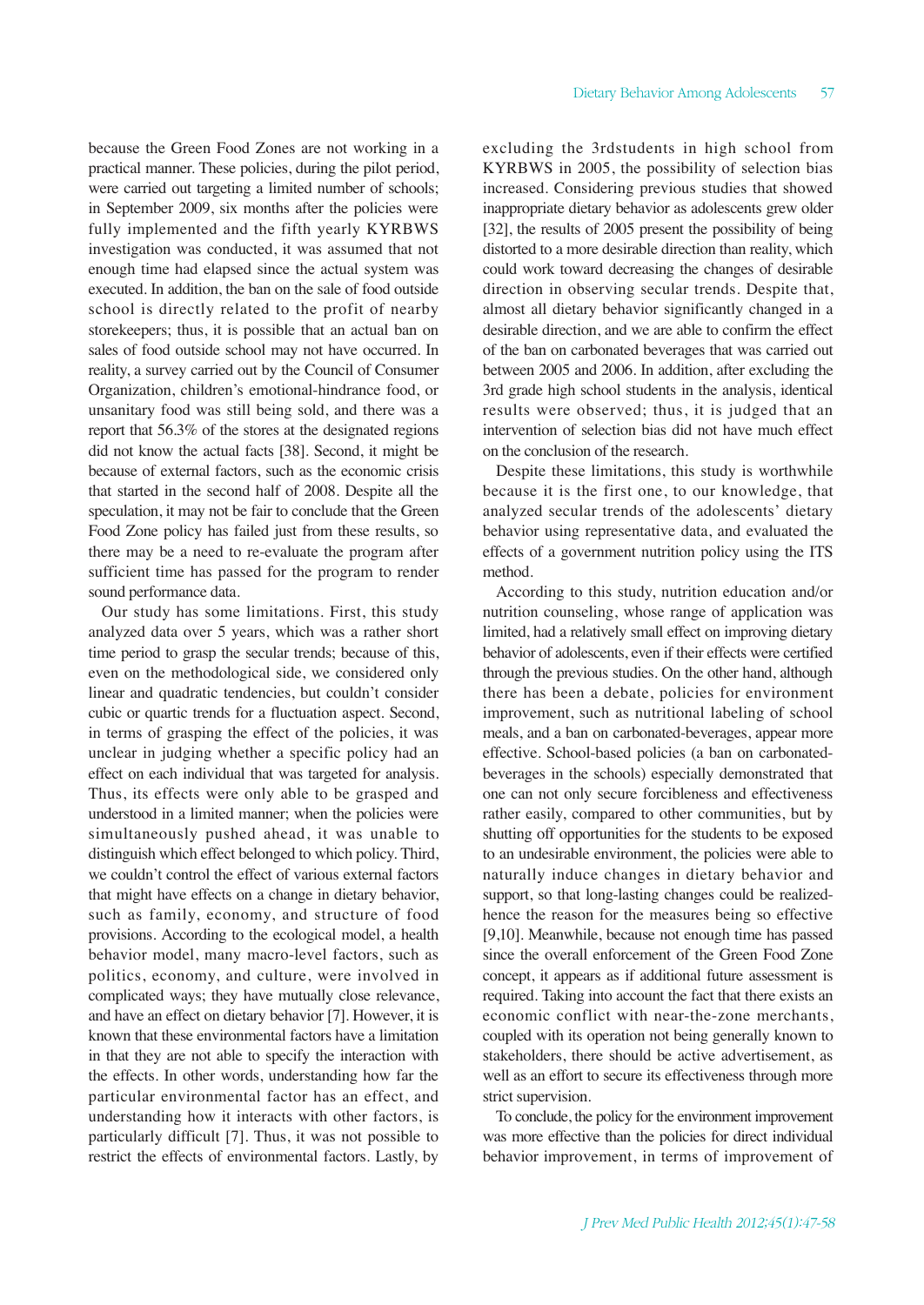because the Green Food Zones are not working in a practical manner. These policies, during the pilot period, were carried out targeting a limited number of schools; in September 2009, six months after the policies were fully implemented and the fifth yearly KYRBWS investigation was conducted, it was assumed that not enough time had elapsed since the actual system was executed. In addition, the ban on the sale of food outside school is directly related to the profit of nearby storekeepers; thus, it is possible that an actual ban on sales of food outside school may not have occurred. In reality, a survey carried out by the Council of Consumer Organization, children's emotional-hindrance food, or unsanitary food was still being sold, and there was a report that 56.3% of the stores at the designated regions did not know the actual facts [38]. Second, it might be because of external factors, such as the economic crisis that started in the second half of 2008. Despite all the speculation, it may not be fair to conclude that the Green Food Zone policy has failed just from these results, so there may be a need to re-evaluate the program after sufficient time has passed for the program to render sound performance data.

Our study has some limitations. First, this study analyzed data over 5 years, which was a rather short time period to grasp the secular trends; because of this, even on the methodological side, we considered only linear and quadratic tendencies, but couldn't consider cubic or quartic trends for a fluctuation aspect. Second, in terms of grasping the effect of the policies, it was unclear in judging whether a specific policy had an effect on each individual that was targeted for analysis. Thus, its effects were only able to be grasped and understood in a limited manner; when the policies were simultaneously pushed ahead, it was unable to distinguish which effect belonged to which policy. Third, we couldn't control the effect of various external factors that might have effects on a change in dietary behavior, such as family, economy, and structure of food provisions. According to the ecological model, a health behavior model, many macro-level factors, such as politics, economy, and culture, were involved in complicated ways; they have mutually close relevance, and have an effect on dietary behavior [7]. However, it is known that these environmental factors have a limitation in that they are not able to specify the interaction with the effects. In other words, understanding how far the particular environmental factor has an effect, and understanding how it interacts with other factors, is particularly difficult [7]. Thus, it was not possible to restrict the effects of environmental factors. Lastly, by excluding the 3rdstudents in high school from KYRBWS in 2005, the possibility of selection bias increased. Considering previous studies that showed inappropriate dietary behavior as adolescents grew older [32], the results of 2005 present the possibility of being distorted to a more desirable direction than reality, which could work toward decreasing the changes of desirable direction in observing secular trends. Despite that, almost all dietary behavior significantly changed in a desirable direction, and we are able to confirm the effect of the ban on carbonated beverages that was carried out between 2005 and 2006. In addition, after excluding the 3rd grade high school students in the analysis, identical results were observed; thus, it is judged that an intervention of selection bias did not have much effect on the conclusion of the research.

Despite these limitations, this study is worthwhile because it is the first one, to our knowledge, that analyzed secular trends of the adolescents' dietary behavior using representative data, and evaluated the effects of a government nutrition policy using the ITS method.

According to this study, nutrition education and/or nutrition counseling, whose range of application was limited, had a relatively small effect on improving dietary behavior of adolescents, even if their effects were certified through the previous studies. On the other hand, although there has been a debate, policies for environment improvement, such as nutritional labeling of school meals, and a ban on carbonated-beverages, appear more effective. School-based policies (a ban on carbonated-beverages in the schools) especially demonstrated that one can not only secure forcibleness and effectiveness rather easily, compared to other communities, but by shutting off opportunities for the students to be exposed to an undesirable environment, the policies were able to naturally induce changes in dietary behavior and support, so that long-lasting changes could be realized-hence the reason for the measures being so effective [9,10]. Meanwhile, because not enough time has passed since the overall enforcement of the Green Food Zone concept, it appears as if additional future assessment is required. Taking into account the fact that there exists an economic conflict with near-the-zone merchants, coupled with its operation not being generally known to stakeholders, there should be active advertisement, as well as an effort to secure its effectiveness through more strict supervision.

To conclude, the policy for the environment improvement was more effective than the policies for direct individual behavior improvement, in terms of improvement of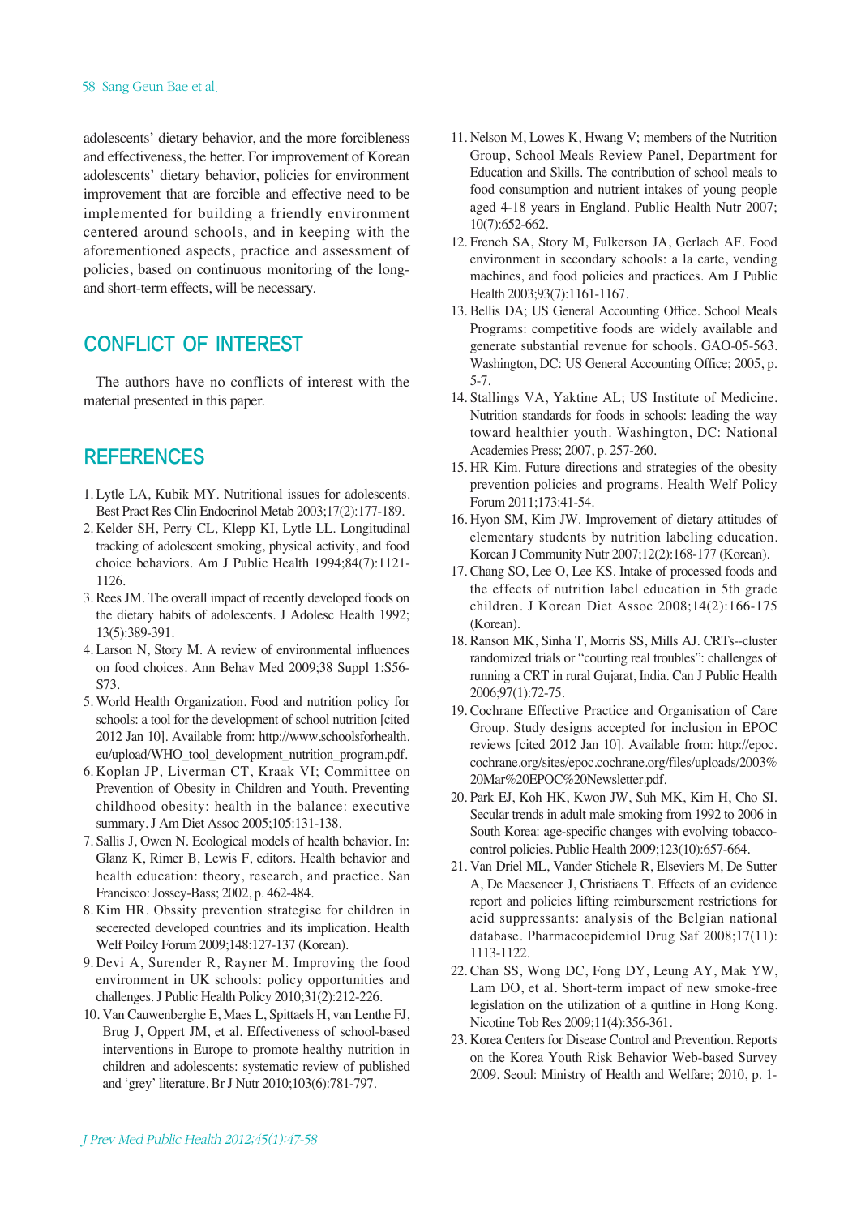adolescents' dietary behavior, and the more forcibleness and effectiveness, the better. For improvement of Korean adolescents' dietary behavior, policies for environment improvement that are forcible and effective need to be implemented for building a friendly environment centered around schools, and in keeping with the aforementioned aspects, practice and assessment of policies, based on continuous monitoring of the long- and short-term effects, will be necessary.

## CONFLICT OF INTEREST

The authors have no conflicts of interest with the material presented in this paper.

## REFERENCES

1. Lytle LA, Kubik MY. Nutritional issues for adolescents. Best Pract Res Clin Endocrinol Metab 2003;17(2):177-189.
2. Kelder SH, Perry CL, Klepp KI, Lytle LL. Longitudinal tracking of adolescent smoking, physical activity, and food choice behaviors. Am J Public Health 1994;84(7):1121-1126.
3. Rees JM. The overall impact of recently developed foods on the dietary habits of adolescents. J Adolesc Health 1992; 13(5):389-391.
4. Larson N, Story M. A review of environmental influences on food choices. Ann Behav Med 2009;38 Suppl 1:S56-S73.
5. World Health Organization. Food and nutrition policy for schools: a tool for the development of school nutrition [cited 2012 Jan 10]. Available from: http://www.schoolsforhealth.eu/upload/WHO_tool_development_nutrition_program.pdf.
6. Koplan JP, Liverman CT, Kraak VI; Committee on Prevention of Obesity in Children and Youth. Preventing childhood obesity: health in the balance: executive summary. J Am Diet Assoc 2005;105:131-138.
7. Sallis J, Owen N. Ecological models of health behavior. In: Glanz K, Rimer B, Lewis F, editors. Health behavior and health education: theory, research, and practice. San Francisco: Jossey-Bass; 2002, p. 462-484.
8. Kim HR. Obssity prevention strategise for children in secerected developed countries and its implication. Health Welf Poilcy Forum 2009;148:127-137 (Korean).
9. Devi A, Surender R, Rayner M. Improving the food environment in UK schools: policy opportunities and challenges. J Public Health Policy 2010;31(2):212-226.
10. Van Cauwenberghe E, Maes L, Spittaels H, van Lenthe FJ, Brug J, Oppert JM, et al. Effectiveness of school-based interventions in Europe to promote healthy nutrition in children and adolescents: systematic review of published and 'grey' literature. Br J Nutr 2010;103(6):781-797.
11. Nelson M, Lowes K, Hwang V; members of the Nutrition Group, School Meals Review Panel, Department for Education and Skills. The contribution of school meals to food consumption and nutrient intakes of young people aged 4-18 years in England. Public Health Nutr 2007; 10(7):652-662.
12. French SA, Story M, Fulkerson JA, Gerlach AF. Food environment in secondary schools: a la carte, vending machines, and food policies and practices. Am J Public Health 2003;93(7):1161-1167.
13. Bellis DA; US General Accounting Office. School Meals Programs: competitive foods are widely available and generate substantial revenue for schools. GAO-05-563. Washington, DC: US General Accounting Office; 2005, p. 5-7.
14. Stallings VA, Yaktine AL; US Institute of Medicine. Nutrition standards for foods in schools: leading the way toward healthier youth. Washington, DC: National Academies Press; 2007, p. 257-260.
15. HR Kim. Future directions and strategies of the obesity prevention policies and programs. Health Welf Policy Forum 2011;173:41-54.
16. Hyon SM, Kim JW. Improvement of dietary attitudes of elementary students by nutrition labeling education. Korean J Community Nutr 2007;12(2):168-177 (Korean).
17. Chang SO, Lee O, Lee KS. Intake of processed foods and the effects of nutrition label education in 5th grade children. J Korean Diet Assoc 2008;14(2):166-175 (Korean).
18. Ranson MK, Sinha T, Morris SS, Mills AJ. CRTs--cluster randomized trials or "courting real troubles": challenges of running a CRT in rural Gujarat, India. Can J Public Health 2006;97(1):72-75.
19. Cochrane Effective Practice and Organisation of Care Group. Study designs accepted for inclusion in EPOC reviews [cited 2012 Jan 10]. Available from: http://epoc.cochrane.org/sites/epoc.cochrane.org/files/uploads/2003%20Mar%20EPOC%20Newsletter.pdf.
20. Park EJ, Koh HK, Kwon JW, Suh MK, Kim H, Cho SI. Secular trends in adult male smoking from 1992 to 2006 in South Korea: age-specific changes with evolving tobacco-control policies. Public Health 2009;123(10):657-664.
21. Van Driel ML, Vander Stichele R, Elseviers M, De Sutter A, De Maeseneer J, Christiaens T. Effects of an evidence report and policies lifting reimbursement restrictions for acid suppressants: analysis of the Belgian national database. Pharmacoepidemiol Drug Saf 2008;17(11): 1113-1122.
22. Chan SS, Wong DC, Fong DY, Leung AY, Mak YW, Lam DO, et al. Short-term impact of new smoke-free legislation on the utilization of a quitline in Hong Kong. Nicotine Tob Res 2009;11(4):356-361.
23. Korea Centers for Disease Control and Prevention. Reports on the Korea Youth Risk Behavior Web-based Survey 2009. Seoul: Ministry of Health and Welfare; 2010, p. 1-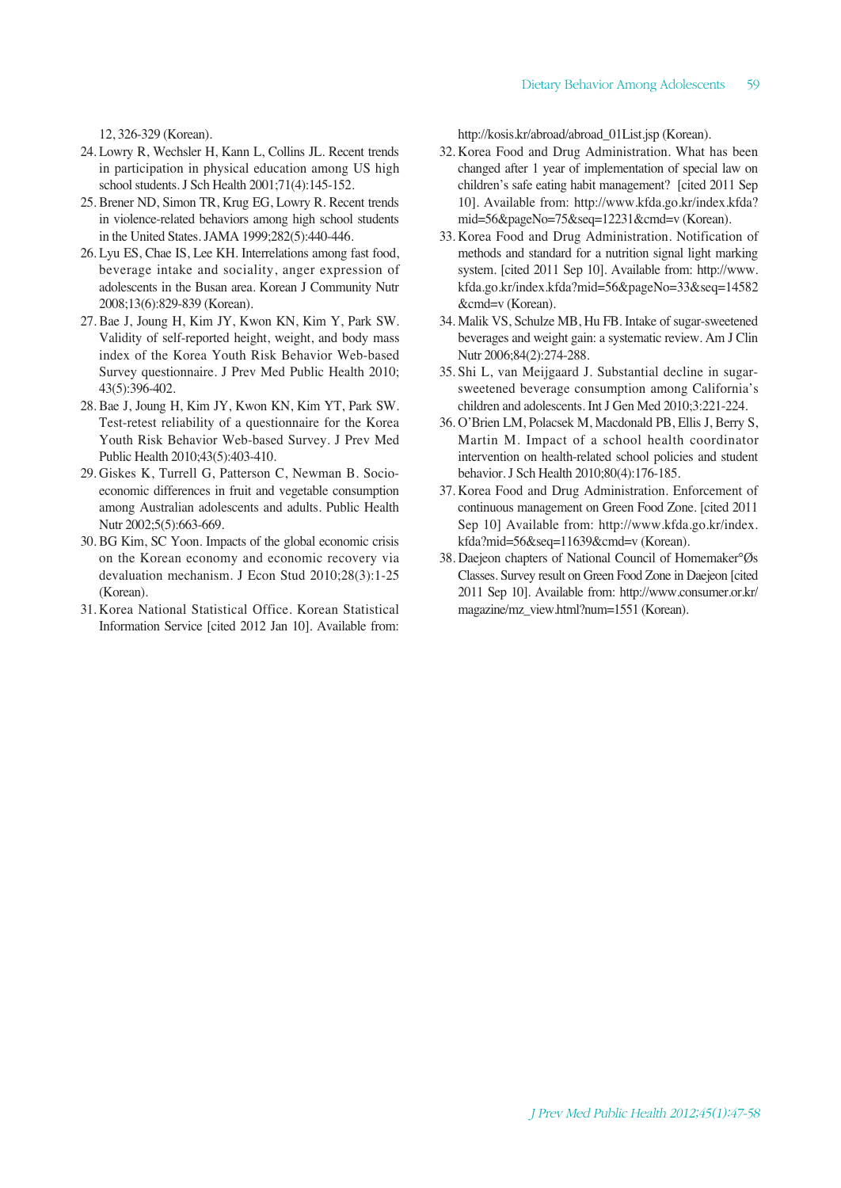12, 326-329 (Korean).

24. Lowry R, Wechsler H, Kann L, Collins JL. Recent trends in participation in physical education among US high school students. J Sch Health 2001;71(4):145-152.
25. Brener ND, Simon TR, Krug EG, Lowry R. Recent trends in violence-related behaviors among high school students in the United States. JAMA 1999;282(5):440-446.
26. Lyu ES, Chae IS, Lee KH. Interrelations among fast food, beverage intake and sociality, anger expression of adolescents in the Busan area. Korean J Community Nutr 2008;13(6):829-839 (Korean).
27. Bae J, Joung H, Kim JY, Kwon KN, Kim Y, Park SW. Validity of self-reported height, weight, and body mass index of the Korea Youth Risk Behavior Web-based Survey questionnaire. J Prev Med Public Health 2010;43(5):396-402.
28. Bae J, Joung H, Kim JY, Kwon KN, Kim YT, Park SW. Test-retest reliability of a questionnaire for the Korea Youth Risk Behavior Web-based Survey. J Prev Med Public Health 2010;43(5):403-410.
29. Giskes K, Turrell G, Patterson C, Newman B. Socio-economic differences in fruit and vegetable consumption among Australian adolescents and adults. Public Health Nutr 2002;5(5):663-669.
30. BG Kim, SC Yoon. Impacts of the global economic crisis on the Korean economy and economic recovery via devaluation mechanism. J Econ Stud 2010;28(3):1-25 (Korean).
31. Korea National Statistical Office. Korean Statistical Information Service [cited 2012 Jan 10]. Available from: http://kosis.kr/abroad/abroad_01List.jsp (Korean).
32. Korea Food and Drug Administration. What has been changed after 1 year of implementation of special law on children's safe eating habit management? [cited 2011 Sep 10]. Available from: http://www.kfda.go.kr/index.kfda?mid=56&pageNo=75&seq=12231&cmd=v (Korean).
33. Korea Food and Drug Administration. Notification of methods and standard for a nutrition signal light marking system. [cited 2011 Sep 10]. Available from: http://www.kfda.go.kr/index.kfda?mid=56&pageNo=33&seq=14582&cmd=v (Korean).
34. Malik VS, Schulze MB, Hu FB. Intake of sugar-sweetened beverages and weight gain: a systematic review. Am J Clin Nutr 2006;84(2):274-288.
35. Shi L, van Meijgaard J. Substantial decline in sugar-sweetened beverage consumption among California's children and adolescents. Int J Gen Med 2010;3:221-224.
36. O'Brien LM, Polacsek M, Macdonald PB, Ellis J, Berry S, Martin M. Impact of a school health coordinator intervention on health-related school policies and student behavior. J Sch Health 2010;80(4):176-185.
37. Korea Food and Drug Administration. Enforcement of continuous management on Green Food Zone. [cited 2011 Sep 10] Available from: http://www.kfda.go.kr/index.kfda?mid=56&seq=11639&cmd=v (Korean).
38. Daejeon chapters of National Council of Homemaker°Øs Classes. Survey result on Green Food Zone in Daejeon [cited 2011 Sep 10]. Available from: http://www.consumer.or.kr/magazine/mz_view.html?num=1551 (Korean).